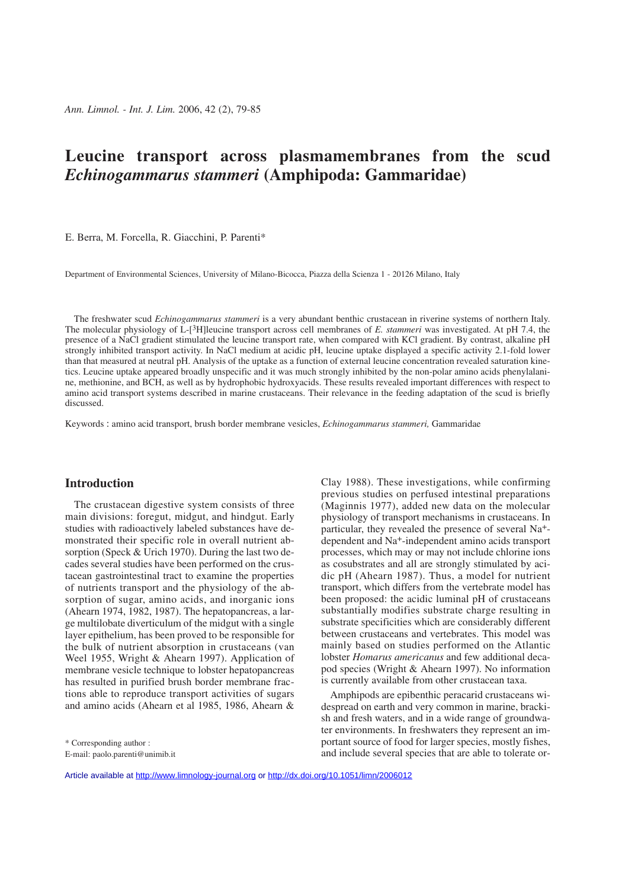# Leucine transport across plasmamembranes from the scud *Echinogammarus stammeri* (Amphipoda: Gammaridae)

E. Berra, M. Forcella, R. Giacchini, P. Parenti*

Department of Environmental Sciences, University of Milano-Bicocca, Piazza della Scienza 1 - 20126 Milano, Italy

The freshwater scud *Echinogammarus stammeri* is a very abundant benthic crustacean in riverine systems of northern Italy. The molecular physiology of L-[$^3$H]leucine transport across cell membranes of *E. stammeri* was investigated. At pH 7.4, the presence of a NaCl gradient stimulated the leucine transport rate, when compared with KCl gradient. By contrast, alkaline pH strongly inhibited transport activity. In NaCl medium at acidic pH, leucine uptake displayed a specific activity 2.1-fold lower than that measured at neutral pH. Analysis of the uptake as a function of external leucine concentration revealed saturation kinetics. Leucine uptake appeared broadly unspecific and it was much strongly inhibited by the non-polar amino acids phenylalanine, methionine, and BCH, as well as by hydrophobic hydroxyacids. These results revealed important differences with respect to amino acid transport systems described in marine crustaceans. Their relevance in the feeding adaptation of the scud is briefly discussed.

Keywords : amino acid transport, brush border membrane vesicles, *Echinogammarus stammeri,* Gammaridae

## Introduction

The crustacean digestive system consists of three main divisions: foregut, midgut, and hindgut. Early studies with radioactively labeled substances have demonstrated their specific role in overall nutrient absorption (Speck & Urich 1970). During the last two decades several studies have been performed on the crustacean gastrointestinal tract to examine the properties of nutrients transport and the physiology of the absorption of sugar, amino acids, and inorganic ions (Ahearn 1974, 1982, 1987). The hepatopancreas, a large multilobate diverticulum of the midgut with a single layer epithelium, has been proved to be responsible for the bulk of nutrient absorption in crustaceans (van Weel 1955, Wright & Ahearn 1997). Application of membrane vesicle technique to lobster hepatopancreas has resulted in purified brush border membrane fractions able to reproduce transport activities of sugars and amino acids (Ahearn et al 1985, 1986, Ahearn & Clay 1988). These investigations, while confirming previous studies on perfused intestinal preparations (Maginnis 1977), added new data on the molecular physiology of transport mechanisms in crustaceans. In particular, they revealed the presence of several $Na^+$-dependent and $Na^+$-independent amino acids transport processes, which may or may not include chlorine ions as cosubstrates and all are strongly stimulated by acidic pH (Ahearn 1987). Thus, a model for nutrient transport, which differs from the vertebrate model has been proposed: the acidic luminal pH of crustaceans substantially modifies substrate charge resulting in substrate specificities which are considerably different between crustaceans and vertebrates. This model was mainly based on studies performed on the Atlantic lobster *Homarus americanus* and few additional decapod species (Wright & Ahearn 1997). No information is currently available from other crustacean taxa.

Amphipods are epibenthic peracarid crustaceans widespread on earth and very common in marine, brackish and fresh waters, and in a wide range of groundwater environments. In freshwaters they represent an important source of food for larger species, mostly fishes, and include several species that are able to tolerate or-

\* Corresponding author :
E-mail: paolo.parenti@unimib.it

Article available at http://www.limnology-journal.org or http://dx.doi.org/10.1051/limn/2006012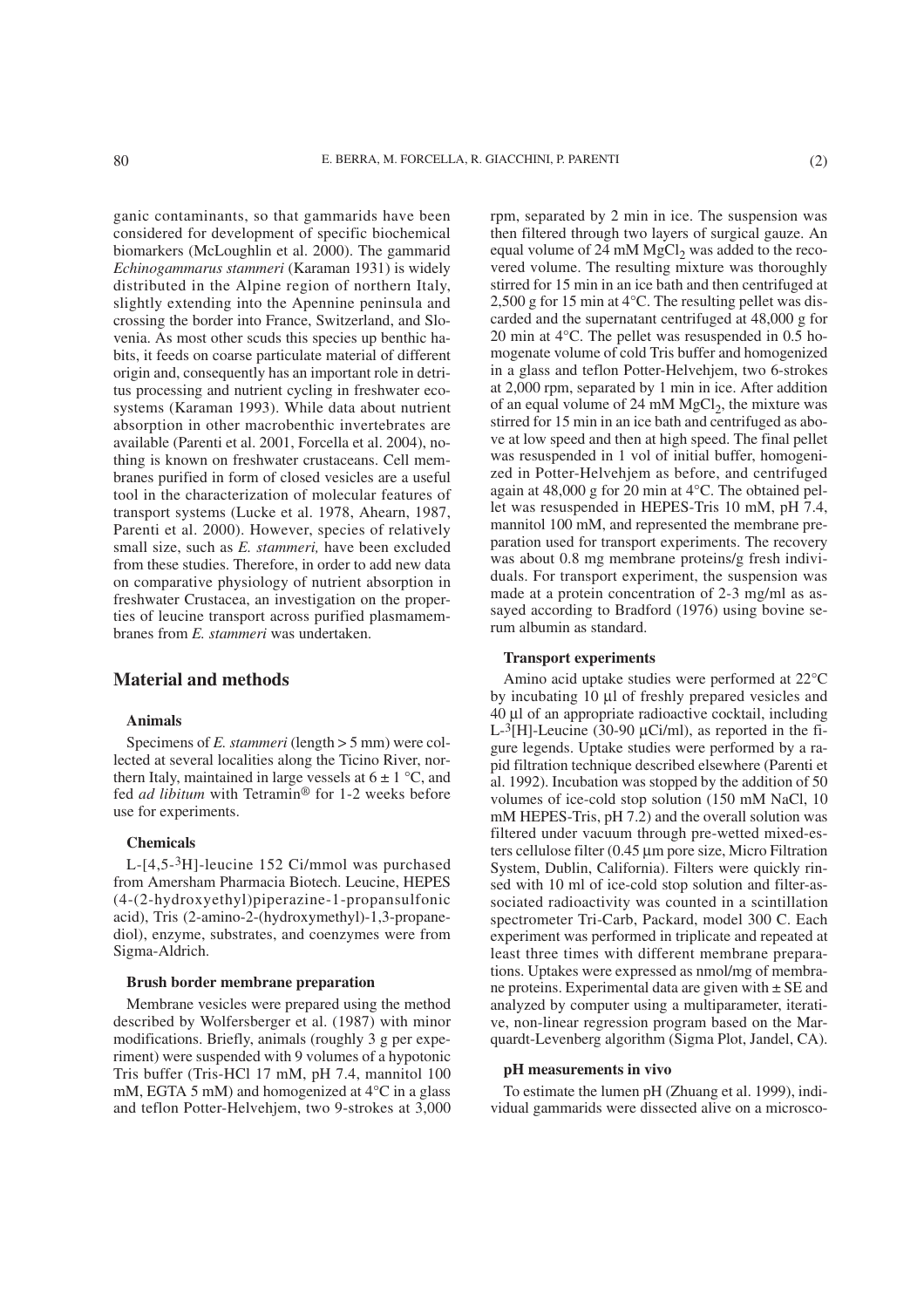ganic contaminants, so that gammarids have been considered for development of specific biochemical biomarkers (McLoughlin et al. 2000). The gammarid *Echinogammarus stammeri* (Karaman 1931) is widely distributed in the Alpine region of northern Italy, slightly extending into the Apennine peninsula and crossing the border into France, Switzerland, and Slovenia. As most other scuds this species up benthic habits, it feeds on coarse particulate material of different origin and, consequently has an important role in detritus processing and nutrient cycling in freshwater ecosystems (Karaman 1993). While data about nutrient absorption in other macrobenthic invertebrates are available (Parenti et al. 2001, Forcella et al. 2004), nothing is known on freshwater crustaceans. Cell membranes purified in form of closed vesicles are a useful tool in the characterization of molecular features of transport systems (Lucke et al. 1978, Ahearn, 1987, Parenti et al. 2000). However, species of relatively small size, such as *E. stammeri,* have been excluded from these studies. Therefore, in order to add new data on comparative physiology of nutrient absorption in freshwater Crustacea, an investigation on the properties of leucine transport across purified plasmamembranes from *E. stammeri* was undertaken.

## Material and methods

### Animals

Specimens of *E. stammeri* (length > 5 mm) were collected at several localities along the Ticino River, northern Italy, maintained in large vessels at $6 \pm 1$ °C, and fed *ad libitum* with Tetramin® for 1-2 weeks before use for experiments.

### Chemicals

L-[4,5-$^{3}$H]-leucine 152 Ci/mmol was purchased from Amersham Pharmacia Biotech. Leucine, HEPES (4-(2-hydroxyethyl)piperazine-1-propansulfonic acid), Tris (2-amino-2-(hydroxymethyl)-1,3-propanediol), enzyme, substrates, and coenzymes were from Sigma-Aldrich.

### Brush border membrane preparation

Membrane vesicles were prepared using the method described by Wolfersberger et al. (1987) with minor modifications. Briefly, animals (roughly 3 g per experiment) were suspended with 9 volumes of a hypotonic Tris buffer (Tris-HCl 17 mM, pH 7.4, mannitol 100 mM, EGTA 5 mM) and homogenized at 4°C in a glass and teflon Potter-Helvehjem, two 9-strokes at 3,000 rpm, separated by 2 min in ice. The suspension was then filtered through two layers of surgical gauze. An equal volume of 24 mM $MgCl_2$ was added to the recovered volume. The resulting mixture was thoroughly stirred for 15 min in an ice bath and then centrifuged at 2,500 g for 15 min at 4°C. The resulting pellet was discarded and the supernatant centrifuged at 48,000 g for 20 min at 4°C. The pellet was resuspended in 0.5 homogenate volume of cold Tris buffer and homogenized in a glass and teflon Potter-Helvehjem, two 6-strokes at 2,000 rpm, separated by 1 min in ice. After addition of an equal volume of 24 mM $MgCl_2$, the mixture was stirred for 15 min in an ice bath and centrifuged as above at low speed and then at high speed. The final pellet was resuspended in 1 vol of initial buffer, homogenized in Potter-Helvehjem as before, and centrifuged again at 48,000 g for 20 min at 4°C. The obtained pellet was resuspended in HEPES-Tris 10 mM, pH 7.4, mannitol 100 mM, and represented the membrane preparation used for transport experiments. The recovery was about 0.8 mg membrane proteins/g fresh individuals. For transport experiment, the suspension was made at a protein concentration of 2-3 mg/ml as assayed according to Bradford (1976) using bovine serum albumin as standard.

### Transport experiments

Amino acid uptake studies were performed at 22°C by incubating 10 µl of freshly prepared vesicles and 40 µl of an appropriate radioactive cocktail, including L-$^{3}$[H]-Leucine (30-90 µCi/ml), as reported in the figure legends. Uptake studies were performed by a rapid filtration technique described elsewhere (Parenti et al. 1992). Incubation was stopped by the addition of 50 volumes of ice-cold stop solution (150 mM NaCl, 10 mM HEPES-Tris, pH 7.2) and the overall solution was filtered under vacuum through pre-wetted mixed-esters cellulose filter (0.45 µm pore size, Micro Filtration System, Dublin, California). Filters were quickly rinsed with 10 ml of ice-cold stop solution and filter-associated radioactivity was counted in a scintillation spectrometer Tri-Carb, Packard, model 300 C. Each experiment was performed in triplicate and repeated at least three times with different membrane preparations. Uptakes were expressed as nmol/mg of membrane proteins. Experimental data are given with ± SE and analyzed by computer using a multiparameter, iterative, non-linear regression program based on the Marquardt-Levenberg algorithm (Sigma Plot, Jandel, CA).

### pH measurements in vivo

To estimate the lumen pH (Zhuang et al. 1999), individual gammarids were dissected alive on a microsco-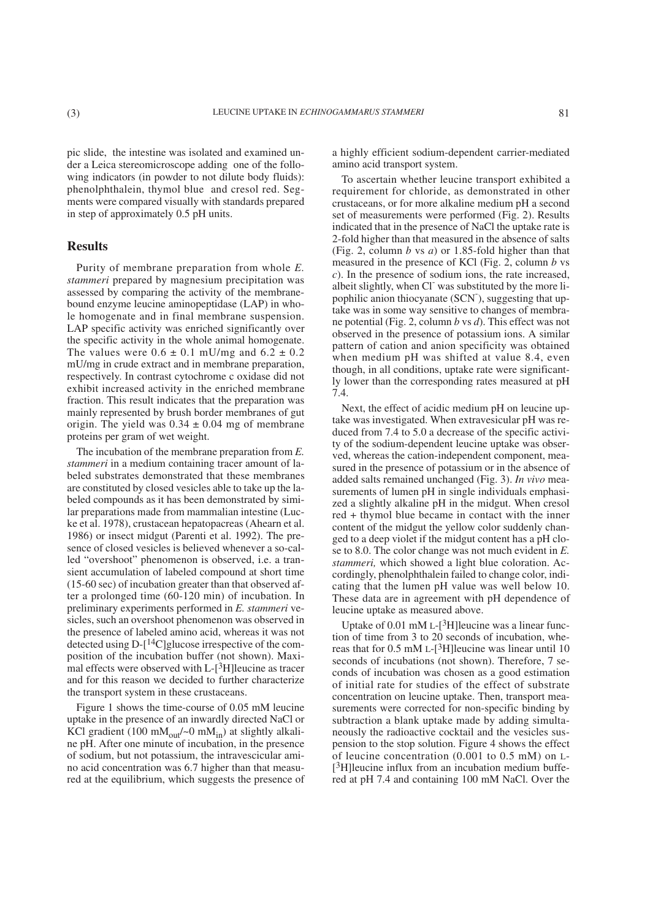pic slide, the intestine was isolated and examined under a Leica stereomicroscope adding one of the following indicators (in powder to not dilute body fluids): phenolphthalein, thymol blue and cresol red. Segments were compared visually with standards prepared in step of approximately 0.5 pH units.

## Results

Purity of membrane preparation from whole *E. stammeri* prepared by magnesium precipitation was assessed by comparing the activity of the membrane-bound enzyme leucine aminopeptidase (LAP) in whole homogenate and in final membrane suspension. LAP specific activity was enriched significantly over the specific activity in the whole animal homogenate. The values were $0.6 \pm 0.1$ mU/mg and $6.2 \pm 0.2$ mU/mg in crude extract and in membrane preparation, respectively. In contrast cytochrome c oxidase did not exhibit increased activity in the enriched membrane fraction. This result indicates that the preparation was mainly represented by brush border membranes of gut origin. The yield was $0.34 \pm 0.04$ mg of membrane proteins per gram of wet weight.

The incubation of the membrane preparation from *E. stammeri* in a medium containing tracer amount of labeled substrates demonstrated that these membranes are constituted by closed vesicles able to take up the labeled compounds as it has been demonstrated by similar preparations made from mammalian intestine (Lucke et al. 1978), crustacean hepatopacreas (Ahearn et al. 1986) or insect midgut (Parenti et al. 1992). The presence of closed vesicles is believed whenever a so-called "overshoot" phenomenon is observed, i.e. a transient accumulation of labeled compound at short time (15-60 sec) of incubation greater than that observed after a prolonged time (60-120 min) of incubation. In preliminary experiments performed in *E. stammeri* vesicles, such an overshoot phenomenon was observed in the presence of labeled amino acid, whereas it was not detected using D-[$^{14}$C]glucose irrespective of the composition of the incubation buffer (not shown). Maximal effects were observed with L-[$^{3}$H]leucine as tracer and for this reason we decided to further characterize the transport system in these crustaceans.

Figure 1 shows the time-course of 0.05 mM leucine uptake in the presence of an inwardly directed NaCl or KCl gradient (100 $mM_{out}$/~0 $mM_{in}$) at slightly alkaline pH. After one minute of incubation, in the presence of sodium, but not potassium, the intravescicular amino acid concentration was 6.7 higher than that measured at the equilibrium, which suggests the presence of a highly efficient sodium-dependent carrier-mediated amino acid transport system.

To ascertain whether leucine transport exhibited a requirement for chloride, as demonstrated in other crustaceans, or for more alkaline medium pH a second set of measurements were performed (Fig. 2). Results indicated that in the presence of NaCl the uptake rate is 2-fold higher than that measured in the absence of salts (Fig. 2, column *b* vs *a*) or 1.85-fold higher than that measured in the presence of KCl (Fig. 2, column *b* vs *c*). In the presence of sodium ions, the rate increased, albeit slightly, when $Cl^-$ was substituted by the more lipophilic anion thiocyanate ($SCN^-$), suggesting that uptake was in some way sensitive to changes of membrane potential (Fig. 2, column *b* vs *d*). This effect was not observed in the presence of potassium ions. A similar pattern of cation and anion specificity was obtained when medium pH was shifted at value 8.4, even though, in all conditions, uptake rate were significantly lower than the corresponding rates measured at pH 7.4.

Next, the effect of acidic medium pH on leucine uptake was investigated. When extravesicular pH was reduced from 7.4 to 5.0 a decrease of the specific activity of the sodium-dependent leucine uptake was observed, whereas the cation-independent component, measured in the presence of potassium or in the absence of added salts remained unchanged (Fig. 3). *In vivo* measurements of lumen pH in single individuals emphasized a slightly alkaline pH in the midgut. When cresol red + thymol blue became in contact with the inner content of the midgut the yellow color suddenly changed to a deep violet if the midgut content has a pH close to 8.0. The color change was not much evident in *E. stammeri,* which showed a light blue coloration. Accordingly, phenolphthalein failed to change color, indicating that the lumen pH value was well below 10. These data are in agreement with pH dependence of leucine uptake as measured above.

Uptake of 0.01 mM L-[$^{3}$H]leucine was a linear function of time from 3 to 20 seconds of incubation, whereas that for 0.5 mM L-[$^{3}$H]leucine was linear until 10 seconds of incubations (not shown). Therefore, 7 seconds of incubation was chosen as a good estimation of initial rate for studies of the effect of substrate concentration on leucine uptake. Then, transport measurements were corrected for non-specific binding by subtraction a blank uptake made by adding simultaneously the radioactive cocktail and the vesicles suspension to the stop solution. Figure 4 shows the effect of leucine concentration (0.001 to 0.5 mM) on L-[$^{3}$H]leucine influx from an incubation medium buffered at pH 7.4 and containing 100 mM NaCl. Over the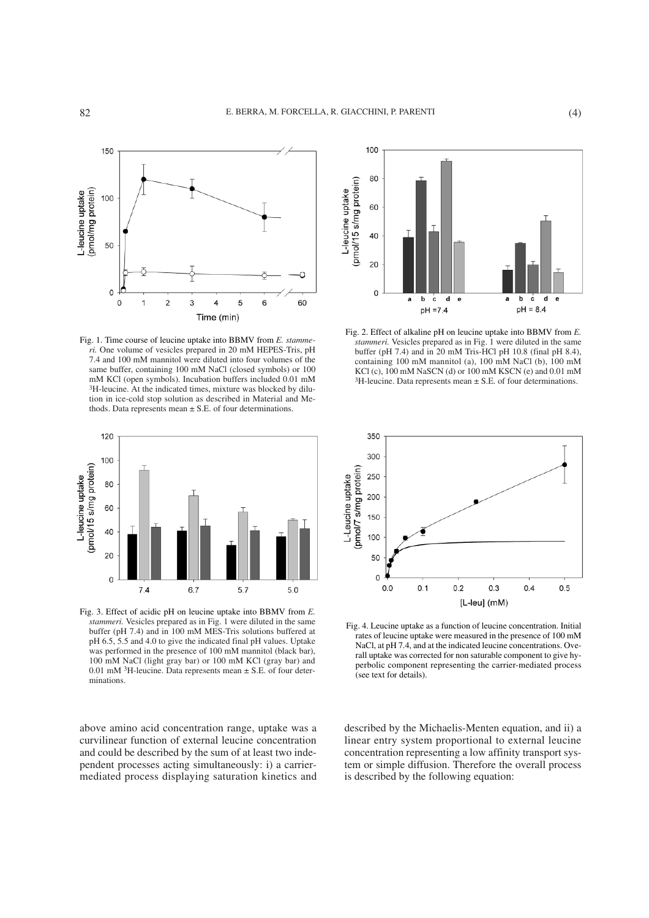Fig. 1. Time course of leucine uptake into BBMV from *E. stammeri*. One volume of vesicles prepared in 20 mM HEPES-Tris, pH 7.4 and 100 mM mannitol were diluted into four volumes of the same buffer, containing 100 mM NaCl (closed symbols) or 100 mM KCl (open symbols). Incubation buffers included 0.01 mM $^3$H-leucine. At the indicated times, mixture was blocked by dilution in ice-cold stop solution as described in Material and Methods. Data represents mean ± S.E. of four determinations.

Fig. 2. Effect of alkaline pH on leucine uptake into BBMV from *E. stammeri*. Vesicles prepared as in Fig. 1 were diluted in the same buffer (pH 7.4) and in 20 mM Tris-HCl pH 10.8 (final pH 8.4), containing 100 mM mannitol (a), 100 mM NaCl (b), 100 mM KCl (c), 100 mM NaSCN (d) or 100 mM KSCN (e) and 0.01 mM $^3$H-leucine. Data represents mean ± S.E. of four determinations.

Fig. 3. Effect of acidic pH on leucine uptake into BBMV from *E. stammeri*. Vesicles prepared as in Fig. 1 were diluted in the same buffer (pH 7.4) and in 100 mM MES-Tris solutions buffered at pH 6.5, 5.5 and 4.0 to give the indicated final pH values. Uptake was performed in the presence of 100 mM mannitol (black bar), 100 mM NaCl (light gray bar) or 100 mM KCl (gray bar) and 0.01 mM $^3$H-leucine. Data represents mean ± S.E. of four determinations.

Fig. 4. Leucine uptake as a function of leucine concentration. Initial rates of leucine uptake were measured in the presence of 100 mM NaCl, at pH 7.4, and at the indicated leucine concentrations. Overall uptake was corrected for non saturable component to give hyperbolic component representing the carrier-mediated process (see text for details).

above amino acid concentration range, uptake was a curvilinear function of external leucine concentration and could be described by the sum of at least two independent processes acting simultaneously: i) a carrier-mediated process displaying saturation kinetics and described by the Michaelis-Menten equation, and ii) a linear entry system proportional to external leucine concentration representing a low affinity transport system or simple diffusion. Therefore the overall process is described by the following equation: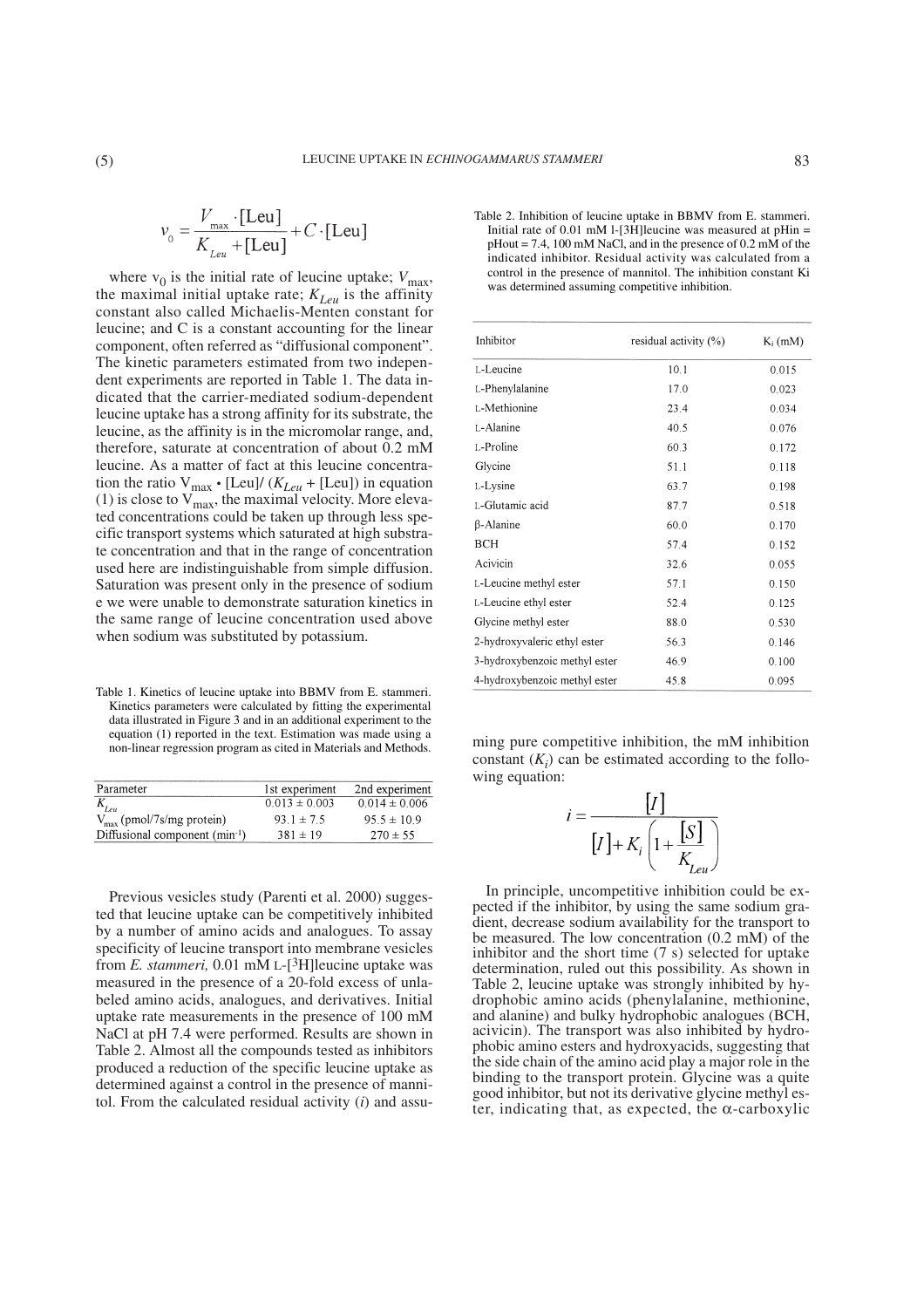$$v_0 = \frac{V_{max} \cdot [\text{Leu}]}{K_{Leu} + [\text{Leu}]} + C \cdot [\text{Leu}]$$

where $v_0$ is the initial rate of leucine uptake; $V_{max}$, the maximal initial uptake rate; $K_{Leu}$ is the affinity constant also called Michaelis-Menten constant for leucine; and C is a constant accounting for the linear component, often referred as "diffusional component". The kinetic parameters estimated from two independent experiments are reported in Table 1. The data indicated that the carrier-mediated sodium-dependent leucine uptake has a strong affinity for its substrate, the leucine, as the affinity is in the micromolar range, and, therefore, saturate at concentration of about 0.2 mM leucine. As a matter of fact at this leucine concentration the ratio $V_{max} \cdot [\text{Leu}]/(K_{Leu} + [\text{Leu}])$ in equation (1) is close to $V_{max}$, the maximal velocity. More elevated concentrations could be taken up through less specific transport systems which saturated at high substrate concentration and that in the range of concentration used here are indistinguishable from simple diffusion. Saturation was present only in the presence of sodium e we were unable to demonstrate saturation kinetics in the same range of leucine concentration used above when sodium was substituted by potassium.

Table 1. Kinetics of leucine uptake into BBMV from E. stammeri. Kinetics parameters were calculated by fitting the experimental data illustrated in Figure 3 and in an additional experiment to the equation (1) reported in the text. Estimation was made using a non-linear regression program as cited in Materials and Methods.

| Parameter | 1st experiment | 2nd experiment |
|---|---|---|
| $K_{Leu}$ | 0.013 ± 0.003 | 0.014 ± 0.006 |
| $V_{max}$ (pmol/7s/mg protein) | 93.1 ± 7.5 | 95.5 ± 10.9 |
| Diffusional component ($min^{-1}$) | 381 ± 19 | 270 ± 55 |

Previous vesicles study (Parenti et al. 2000) suggested that leucine uptake can be competitively inhibited by a number of amino acids and analogues. To assay specificity of leucine transport into membrane vesicles from *E. stammeri,* 0.01 mM L-[$^3$H]leucine uptake was measured in the presence of a 20-fold excess of unlabeled amino acids, analogues, and derivatives. Initial uptake rate measurements in the presence of 100 mM NaCl at pH 7.4 were performed. Results are shown in Table 2. Almost all the compounds tested as inhibitors produced a reduction of the specific leucine uptake as determined against a control in the presence of mannitol. From the calculated residual activity (*i*) and assuming pure competitive inhibition, the mM inhibition constant ($K_i$) can be estimated according to the following equation:

$$i = \frac{[I]}{[I] + K_i\left(1 + \frac{[S]}{K_{Leu}}\right)}$$

Table 2. Inhibition of leucine uptake in BBMV from E. stammeri. Initial rate of 0.01 mM l-[3H]leucine was measured at pHin = pHout = 7.4, 100 mM NaCl, and in the presence of 0.2 mM of the indicated inhibitor. Residual activity was calculated from a control in the presence of mannitol. The inhibition constant Ki was determined assuming competitive inhibition.

| Inhibitor | residual activity (%) | $K_i$ (mM) |
|---|---|---|
| L-Leucine | 10.1 | 0.015 |
| L-Phenylalanine | 17.0 | 0.023 |
| L-Methionine | 23.4 | 0.034 |
| L-Alanine | 40.5 | 0.076 |
| L-Proline | 60.3 | 0.172 |
| Glycine | 51.1 | 0.118 |
| L-Lysine | 63.7 | 0.198 |
| L-Glutamic acid | 87.7 | 0.518 |
| β-Alanine | 60.0 | 0.170 |
| BCH | 57.4 | 0.152 |
| Acivicin | 32.6 | 0.055 |
| L-Leucine methyl ester | 57.1 | 0.150 |
| L-Leucine ethyl ester | 52.4 | 0.125 |
| Glycine methyl ester | 88.0 | 0.530 |
| 2-hydroxyvaleric ethyl ester | 56.3 | 0.146 |
| 3-hydroxybenzoic methyl ester | 46.9 | 0.100 |
| 4-hydroxybenzoic methyl ester | 45.8 | 0.095 |

In principle, uncompetitive inhibition could be expected if the inhibitor, by using the same sodium gradient, decrease sodium availability for the transport to be measured. The low concentration (0.2 mM) of the inhibitor and the short time (7 s) selected for uptake determination, ruled out this possibility. As shown in Table 2, leucine uptake was strongly inhibited by hydrophobic amino acids (phenylalanine, methionine, and alanine) and bulky hydrophobic analogues (BCH, acivicin). The transport was also inhibited by hydrophobic amino esters and hydroxyacids, suggesting that the side chain of the amino acid play a major role in the binding to the transport protein. Glycine was a quite good inhibitor, but not its derivative glycine methyl ester, indicating that, as expected, the α-carboxylic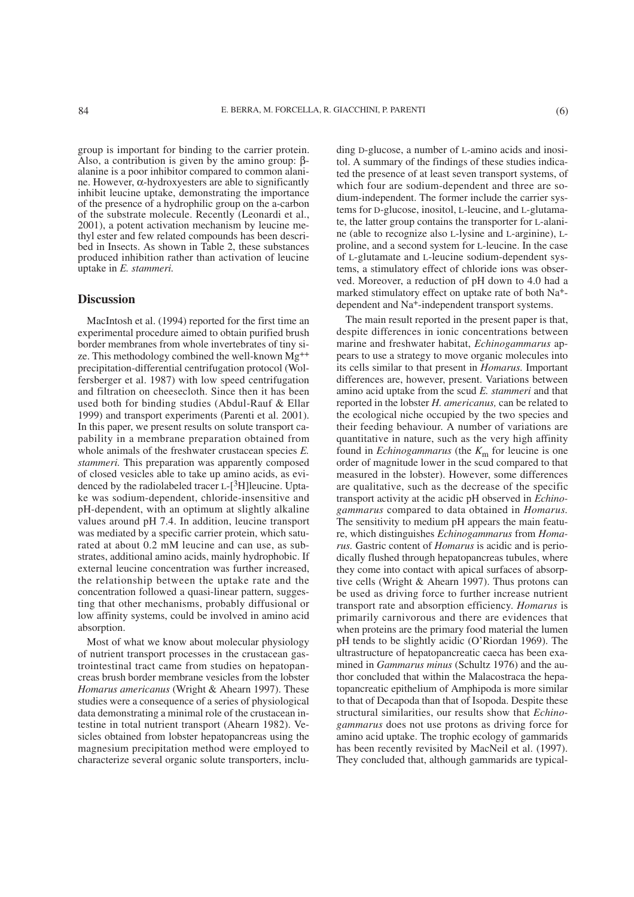group is important for binding to the carrier protein. Also, a contribution is given by the amino group: β-alanine is a poor inhibitor compared to common alanine. However, α-hydroxyesters are able to significantly inhibit leucine uptake, demonstrating the importance of the presence of a hydrophilic group on the a-carbon of the substrate molecule. Recently (Leonardi et al., 2001), a potent activation mechanism by leucine methyl ester and few related compounds has been described in Insects. As shown in Table 2, these substances produced inhibition rather than activation of leucine uptake in *E. stammeri.*

## Discussion

MacIntosh et al. (1994) reported for the first time an experimental procedure aimed to obtain purified brush border membranes from whole invertebrates of tiny size. This methodology combined the well-known $Mg^{++}$ precipitation-differential centrifugation protocol (Wolfersberger et al. 1987) with low speed centrifugation and filtration on cheesecloth. Since then it has been used both for binding studies (Abdul-Rauf & Ellar 1999) and transport experiments (Parenti et al. 2001). In this paper, we present results on solute transport capability in a membrane preparation obtained from whole animals of the freshwater crustacean species *E. stammeri.* This preparation was apparently composed of closed vesicles able to take up amino acids, as evidenced by the radiolabeled tracer L-[$^3$H]leucine. Uptake was sodium-dependent, chloride-insensitive and pH-dependent, with an optimum at slightly alkaline values around pH 7.4. In addition, leucine transport was mediated by a specific carrier protein, which saturated at about 0.2 mM leucine and can use, as substrates, additional amino acids, mainly hydrophobic. If external leucine concentration was further increased, the relationship between the uptake rate and the concentration followed a quasi-linear pattern, suggesting that other mechanisms, probably diffusional or low affinity systems, could be involved in amino acid absorption.

Most of what we know about molecular physiology of nutrient transport processes in the crustacean gastrointestinal tract came from studies on hepatopancreas brush border membrane vesicles from the lobster *Homarus americanus* (Wright & Ahearn 1997). These studies were a consequence of a series of physiological data demonstrating a minimal role of the crustacean intestine in total nutrient transport (Ahearn 1982). Vesicles obtained from lobster hepatopancreas using the magnesium precipitation method were employed to characterize several organic solute transporters, including D-glucose, a number of L-amino acids and inositol. A summary of the findings of these studies indicated the presence of at least seven transport systems, of which four are sodium-dependent and three are sodium-independent. The former include the carrier systems for D-glucose, inositol, L-leucine, and L-glutamate, the latter group contains the transporter for L-alanine (able to recognize also L-lysine and L-arginine), L-proline, and a second system for L-leucine. In the case of L-glutamate and L-leucine sodium-dependent systems, a stimulatory effect of chloride ions was observed. Moreover, a reduction of pH down to 4.0 had a marked stimulatory effect on uptake rate of both $Na^+$-dependent and $Na^+$-independent transport systems.

The main result reported in the present paper is that, despite differences in ionic concentrations between marine and freshwater habitat, *Echinogammarus* appears to use a strategy to move organic molecules into its cells similar to that present in *Homarus.* Important differences are, however, present. Variations between amino acid uptake from the scud *E. stammeri* and that reported in the lobster *H. americanus,* can be related to the ecological niche occupied by the two species and their feeding behaviour. A number of variations are quantitative in nature, such as the very high affinity found in *Echinogammarus* (the $K_m$ for leucine is one order of magnitude lower in the scud compared to that measured in the lobster). However, some differences are qualitative, such as the decrease of the specific transport activity at the acidic pH observed in *Echinogammarus* compared to data obtained in *Homarus.* The sensitivity to medium pH appears the main feature, which distinguishes *Echinogammarus* from *Homarus.* Gastric content of *Homarus* is acidic and is periodically flushed through hepatopancreas tubules, where they come into contact with apical surfaces of absorptive cells (Wright & Ahearn 1997). Thus protons can be used as driving force to further increase nutrient transport rate and absorption efficiency. *Homarus* is primarily carnivorous and there are evidences that when proteins are the primary food material the lumen pH tends to be slightly acidic (O'Riordan 1969). The ultrastructure of hepatopancreatic caeca has been examined in *Gammarus minus* (Schultz 1976) and the author concluded that within the Malacostraca the hepatopancreatic epithelium of Amphipoda is more similar to that of Decapoda than that of Isopoda. Despite these structural similarities, our results show that *Echinogammarus* does not use protons as driving force for amino acid uptake. The trophic ecology of gammarids has been recently revisited by MacNeil et al. (1997). They concluded that, although gammarids are typical-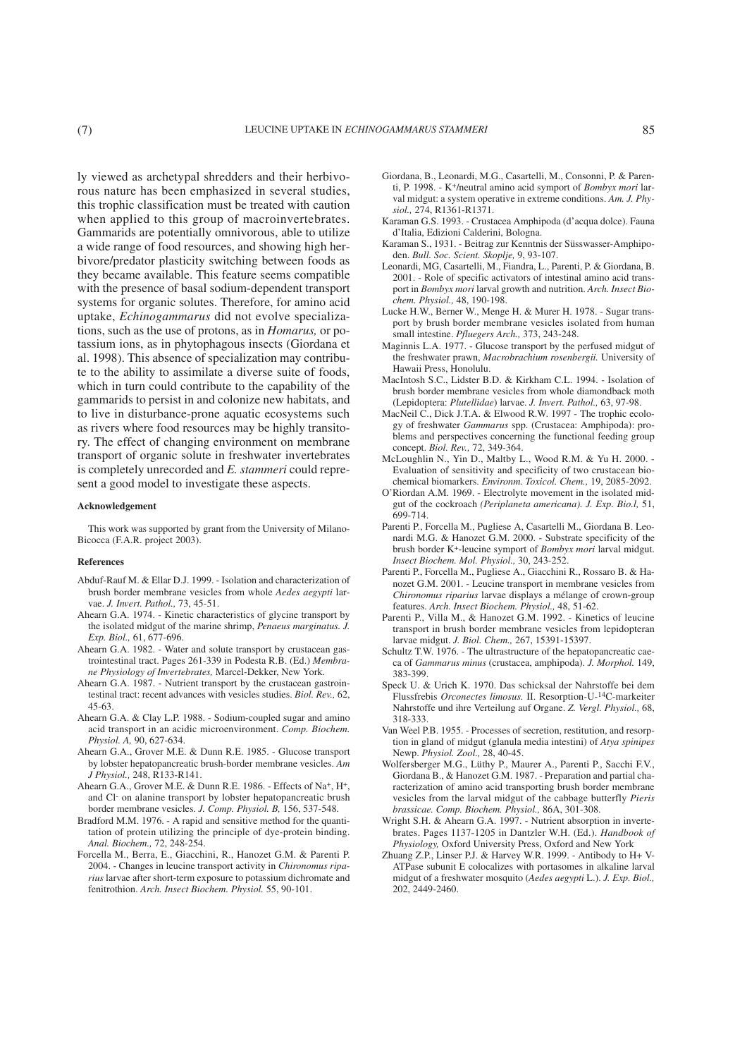ly viewed as archetypal shredders and their herbivorous nature has been emphasized in several studies, this trophic classification must be treated with caution when applied to this group of macroinvertebrates. Gammarids are potentially omnivorous, able to utilize a wide range of food resources, and showing high herbivore/predator plasticity switching between foods as they became available. This feature seems compatible with the presence of basal sodium-dependent transport systems for organic solutes. Therefore, for amino acid uptake, *Echinogammarus* did not evolve specializations, such as the use of protons, as in *Homarus,* or potassium ions, as in phytophagous insects (Giordana et al. 1998). This absence of specialization may contribute to the ability to assimilate a diverse suite of foods, which in turn could contribute to the capability of the gammarids to persist in and colonize new habitats, and to live in disturbance-prone aquatic ecosystems such as rivers where food resources may be highly transitory. The effect of changing environment on membrane transport of organic solute in freshwater invertebrates is completely unrecorded and *E. stammeri* could represent a good model to investigate these aspects.

#### Acknowledgement

This work was supported by grant from the University of Milano-Bicocca (F.A.R. project 2003).

#### References

Abduf-Rauf M. & Ellar D.J. 1999. - Isolation and characterization of brush border membrane vesicles from whole *Aedes aegypti* larvae. *J. Invert. Pathol.,* 73, 45-51.

Ahearn G.A. 1974. - Kinetic characteristics of glycine transport by the isolated midgut of the marine shrimp, *Penaeus marginatus. J. Exp. Biol.,* 61, 677-696.

Ahearn G.A. 1982. - Water and solute transport by crustacean gastrointestinal tract. Pages 261-339 in Podesta R.B. (Ed.) *Membrane Physiology of Invertebrates,* Marcel-Dekker, New York.

Ahearn G.A. 1987. - Nutrient transport by the crustacean gastrointestinal tract: recent advances with vesicles studies. *Biol. Rev.,* 62, 45-63.

Ahearn G.A. & Clay L.P. 1988. - Sodium-coupled sugar and amino acid transport in an acidic microenvironment. *Comp. Biochem. Physiol. A,* 90, 627-634.

Ahearn G.A., Grover M.E. & Dunn R.E. 1985. - Glucose transport by lobster hepatopancreatic brush-border membrane vesicles. *Am J Physiol.,* 248, R133-R141.

Ahearn G.A., Grover M.E. & Dunn R.E. 1986. - Effects of $Na^+$, $H^+$, and $Cl^-$ on alanine transport by lobster hepatopancreatic brush border membrane vesicles. *J. Comp. Physiol. B,* 156, 537-548.

Bradford M.M. 1976. - A rapid and sensitive method for the quantitation of protein utilizing the principle of dye-protein binding. *Anal. Biochem.,* 72, 248-254.

Forcella M., Berra, E., Giacchini, R., Hanozet G.M. & Parenti P. 2004. - Changes in leucine transport activity in *Chironomus riparius* larvae after short-term exposure to potassium dichromate and fenitrothion. *Arch. Insect Biochem. Physiol.* 55, 90-101.

Giordana, B., Leonardi, M.G., Casartelli, M., Consonni, P. & Parenti, P. 1998. - $K^+$/neutral amino acid symport of *Bombyx mori* larval midgut: a system operative in extreme conditions. *Am. J. Physiol.,* 274, R1361-R1371.

Karaman G.S. 1993. - Crustacea Amphipoda (d'acqua dolce). Fauna d'Italia, Edizioni Calderini, Bologna.

Karaman S., 1931. - Beitrag zur Kenntnis der Süsswasser-Amphipoden. *Bull. Soc. Scient. Skoplje,* 9, 93-107.

Leonardi, MG, Casartelli, M., Fiandra, L., Parenti, P. & Giordana, B. 2001. - Role of specific activators of intestinal amino acid transport in *Bombyx mori* larval growth and nutrition. *Arch. Insect Biochem. Physiol.,* 48, 190-198.

Lucke H.W., Berner W., Menge H. & Murer H. 1978. - Sugar transport by brush border membrane vesicles isolated from human small intestine. *Pfluegers Arch.,* 373, 243-248.

Maginnis L.A. 1977. - Glucose transport by the perfused midgut of the freshwater prawn, *Macrobrachium rosenbergii.* University of Hawaii Press, Honolulu.

MacIntosh S.C., Lidster B.D. & Kirkham C.L. 1994. - Isolation of brush border membrane vesicles from whole diamondback moth (Lepidoptera: *Plutellidae*) larvae. *J. Invert. Pathol.,* 63, 97-98.

MacNeil C., Dick J.T.A. & Elwood R.W. 1997 - The trophic ecology of freshwater *Gammarus* spp. (Crustacea: Amphipoda): problems and perspectives concerning the functional feeding group concept. *Biol. Rev.,* 72, 349-364.

McLoughlin N., Yin D., Maltby L., Wood R.M. & Yu H. 2000. - Evaluation of sensitivity and specificity of two crustacean biochemical biomarkers. *Environm. Toxicol. Chem.,* 19, 2085-2092.

O'Riordan A.M. 1969. - Electrolyte movement in the isolated midgut of the cockroach *(Periplaneta americana). J. Exp. Bio.l,* 51, 699-714.

Parenti P., Forcella M., Pugliese A, Casartelli M., Giordana B. Leonardi M.G. & Hanozet G.M. 2000. - Substrate specificity of the brush border $K^+$-leucine symport of *Bombyx mori* larval midgut. *Insect Biochem. Mol. Physiol.,* 30, 243-252.

Parenti P., Forcella M., Pugliese A., Giacchini R., Rossaro B. & Hanozet G.M. 2001. - Leucine transport in membrane vesicles from *Chironomus riparius* larvae displays a mélange of crown-group features. *Arch. Insect Biochem. Physiol.,* 48, 51-62.

Parenti P., Villa M., & Hanozet G.M. 1992. - Kinetics of leucine transport in brush border membrane vesicles from lepidopteran larvae midgut. *J. Biol. Chem.,* 267, 15391-15397.

Schultz T.W. 1976. - The ultrastructure of the hepatopancreatic caeca of *Gammarus minus* (crustacea, amphipoda). *J. Morphol.* 149, 383-399.

Speck U. & Urich K. 1970. Das schicksal der Nahrstoffe bei dem Flussfrebis *Orconectes limosus.* II. Resorption-U-$^{14}C$-markeiter Nahrstoffe und ihre Verteilung auf Organe. *Z. Vergl. Physiol.,* 68, 318-333.

Van Weel P.B. 1955. - Processes of secretion, restitution, and resorption in gland of midgut (glanula media intestini) of *Atya spinipes* Newp. *Physiol. Zool.,* 28, 40-45.

Wolfersberger M.G., Lüthy P., Maurer A., Parenti P., Sacchi F.V., Giordana B., & Hanozet G.M. 1987. - Preparation and partial characterization of amino acid transporting brush border membrane vesicles from the larval midgut of the cabbage butterfly *Pieris brassicae. Comp. Biochem. Physiol.,* 86A, 301-308.

Wright S.H. & Ahearn G.A. 1997. - Nutrient absorption in invertebrates. Pages 1137-1205 in Dantzler W.H. (Ed.). *Handbook of Physiology,* Oxford University Press, Oxford and New York

Zhuang Z.P., Linser P.J. & Harvey W.R. 1999. - Antibody to H+ V-ATPase subunit E colocalizes with portasomes in alkaline larval midgut of a freshwater mosquito (*Aedes aegypti* L.). *J. Exp. Biol.,* 202, 2449-2460.